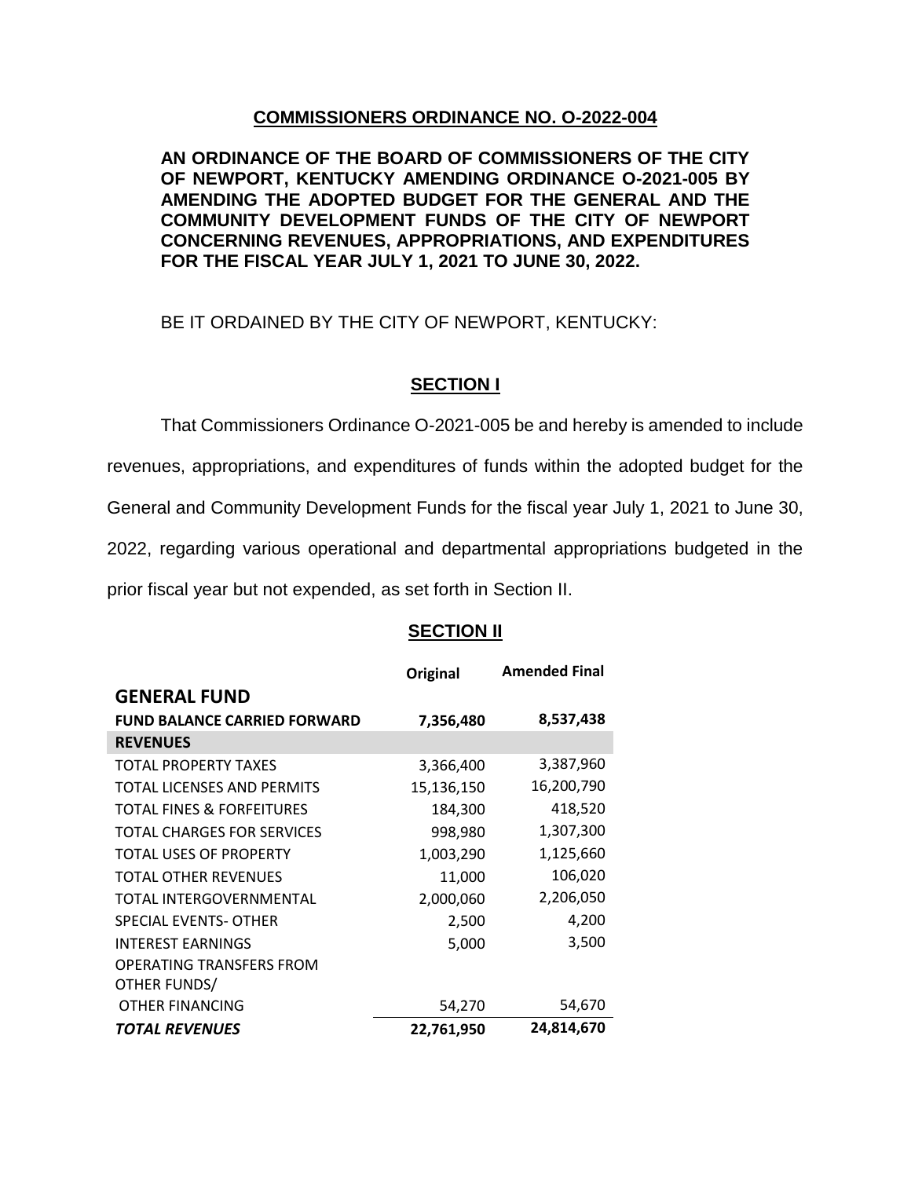**COMMISSIONERS ORDINANCE NO. O-2022-004**

**AN ORDINANCE OF THE BOARD OF COMMISSIONERS OF THE CITY OF NEWPORT, KENTUCKY AMENDING ORDINANCE O-2021-005 BY AMENDING THE ADOPTED BUDGET FOR THE GENERAL AND THE COMMUNITY DEVELOPMENT FUNDS OF THE CITY OF NEWPORT CONCERNING REVENUES, APPROPRIATIONS, AND EXPENDITURES FOR THE FISCAL YEAR JULY 1, 2021 TO JUNE 30, 2022.**

BE IT ORDAINED BY THE CITY OF NEWPORT, KENTUCKY:

## SECTION I

That Commissioners Ordinance O-2021-005 be and hereby is amended to include revenues, appropriations, and expenditures of funds within the adopted budget for the General and Community Development Funds for the fiscal year July 1, 2021 to June 30, 2022, regarding various operational and departmental appropriations budgeted in the prior fiscal year but not expended, as set forth in Section II.

## SECTION II

| | Original | Amended Final |
|---|---|---|
| **GENERAL FUND** | | |
| **FUND BALANCE CARRIED FORWARD** | **7,356,480** | **8,537,438** |
| **REVENUES** | | |
| TOTAL PROPERTY TAXES | 3,366,400 | 3,387,960 |
| TOTAL LICENSES AND PERMITS | 15,136,150 | 16,200,790 |
| TOTAL FINES & FORFEITURES | 184,300 | 418,520 |
| TOTAL CHARGES FOR SERVICES | 998,980 | 1,307,300 |
| TOTAL USES OF PROPERTY | 1,003,290 | 1,125,660 |
| TOTAL OTHER REVENUES | 11,000 | 106,020 |
| TOTAL INTERGOVERNMENTAL | 2,000,060 | 2,206,050 |
| SPECIAL EVENTS- OTHER | 2,500 | 4,200 |
| INTEREST EARNINGS | 5,000 | 3,500 |
| OPERATING TRANSFERS FROM OTHER FUNDS/ OTHER FINANCING | 54,270 | 54,670 |
| ***TOTAL REVENUES*** | **22,761,950** | **24,814,670** |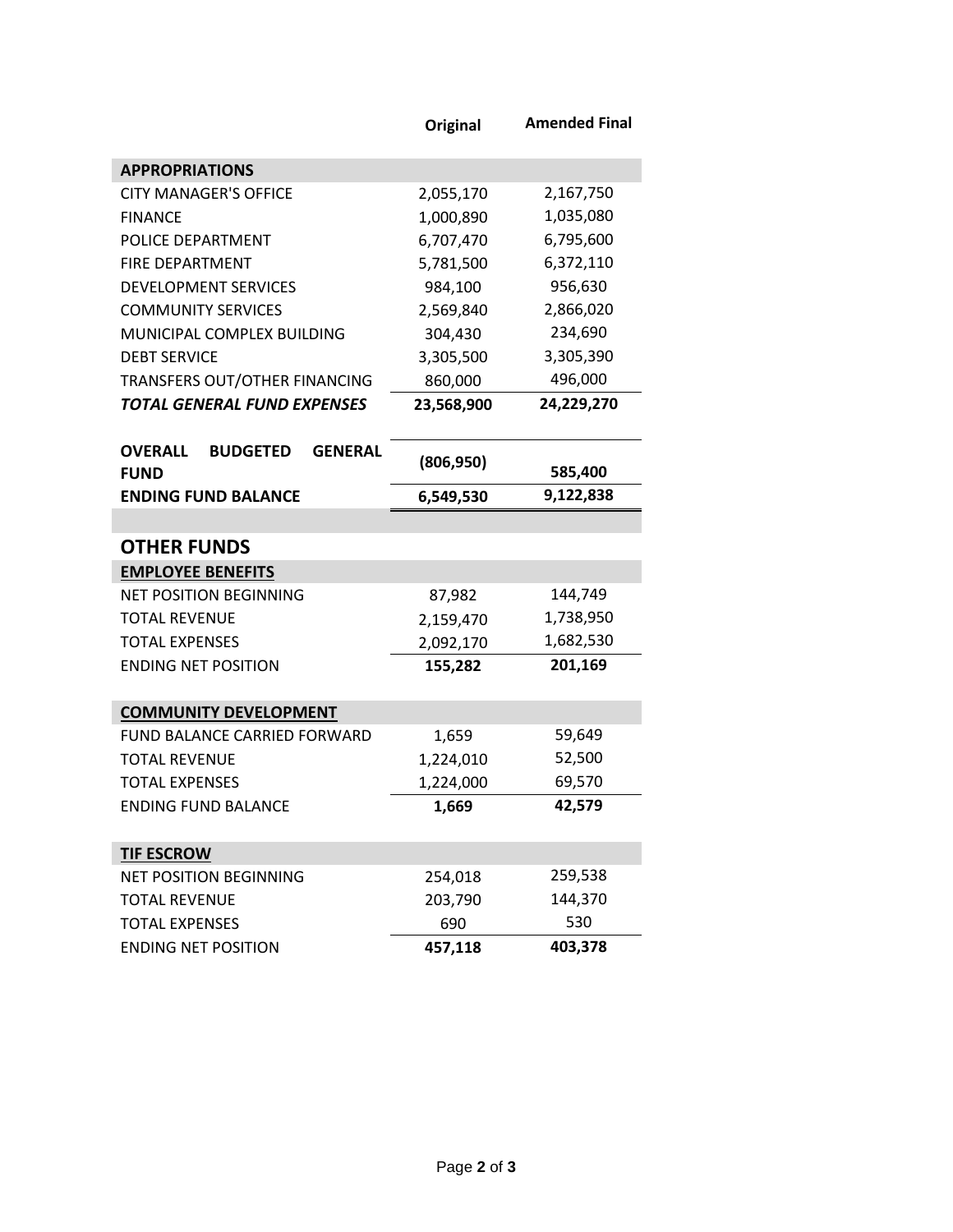| | Original | Amended Final |
|---|---|---|
| **APPROPRIATIONS** | | |
| CITY MANAGER'S OFFICE | 2,055,170 | 2,167,750 |
| FINANCE | 1,000,890 | 1,035,080 |
| POLICE DEPARTMENT | 6,707,470 | 6,795,600 |
| FIRE DEPARTMENT | 5,781,500 | 6,372,110 |
| DEVELOPMENT SERVICES | 984,100 | 956,630 |
| COMMUNITY SERVICES | 2,569,840 | 2,866,020 |
| MUNICIPAL COMPLEX BUILDING | 304,430 | 234,690 |
| DEBT SERVICE | 3,305,500 | 3,305,390 |
| TRANSFERS OUT/OTHER FINANCING | 860,000 | 496,000 |
| ***TOTAL GENERAL FUND EXPENSES*** | **23,568,900** | **24,229,270** |
| **OVERALL BUDGETED GENERAL FUND** | **(806,950)** | **585,400** |
| **ENDING FUND BALANCE** | **6,549,530** | **9,122,838** |

## OTHER FUNDS

| | Original | Amended Final |
|---|---|---|
| **EMPLOYEE BENEFITS** | | |
| NET POSITION BEGINNING | 87,982 | 144,749 |
| TOTAL REVENUE | 2,159,470 | 1,738,950 |
| TOTAL EXPENSES | 2,092,170 | 1,682,530 |
| ENDING NET POSITION | **155,282** | **201,169** |
| **COMMUNITY DEVELOPMENT** | | |
| FUND BALANCE CARRIED FORWARD | 1,659 | 59,649 |
| TOTAL REVENUE | 1,224,010 | 52,500 |
| TOTAL EXPENSES | 1,224,000 | 69,570 |
| ENDING FUND BALANCE | **1,669** | **42,579** |
| **TIF ESCROW** | | |
| NET POSITION BEGINNING | 254,018 | 259,538 |
| TOTAL REVENUE | 203,790 | 144,370 |
| TOTAL EXPENSES | 690 | 530 |
| ENDING NET POSITION | **457,118** | **403,378** |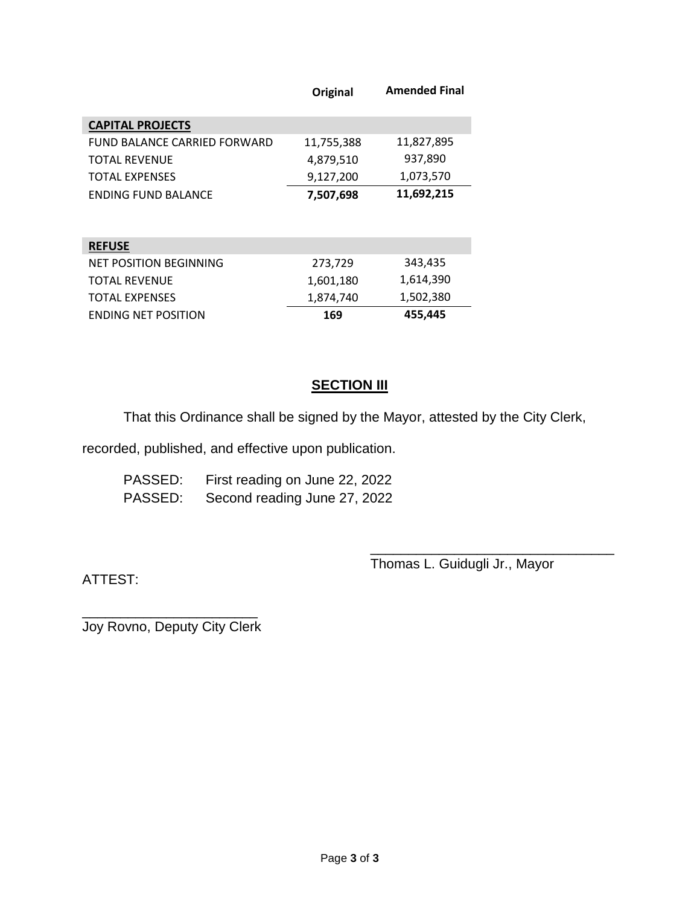| | Original | Amended Final |
|---|---|---|
| **CAPITAL PROJECTS** | | |
| FUND BALANCE CARRIED FORWARD | 11,755,388 | 11,827,895 |
| TOTAL REVENUE | 4,879,510 | 937,890 |
| TOTAL EXPENSES | 9,127,200 | 1,073,570 |
| ENDING FUND BALANCE | **7,507,698** | **11,692,215** |

| | Original | Amended Final |
|---|---|---|
| **REFUSE** | | |
| NET POSITION BEGINNING | 273,729 | 343,435 |
| TOTAL REVENUE | 1,601,180 | 1,614,390 |
| TOTAL EXPENSES | 1,874,740 | 1,502,380 |
| ENDING NET POSITION | **169** | **455,445** |

## SECTION III

That this Ordinance shall be signed by the Mayor, attested by the City Clerk, recorded, published, and effective upon publication.

PASSED: First reading on June 22, 2022
PASSED: Second reading June 27, 2022

\_\_\_\_\_\_\_\_\_\_\_\_\_\_\_\_\_\_\_\_\_\_\_\_\_\_\_\_\_\_\_\_
Thomas L. Guidugli Jr., Mayor

ATTEST:

\_\_\_\_\_\_\_\_\_\_\_\_\_\_\_\_\_\_\_\_\_\_\_\_
Joy Rovno, Deputy City Clerk